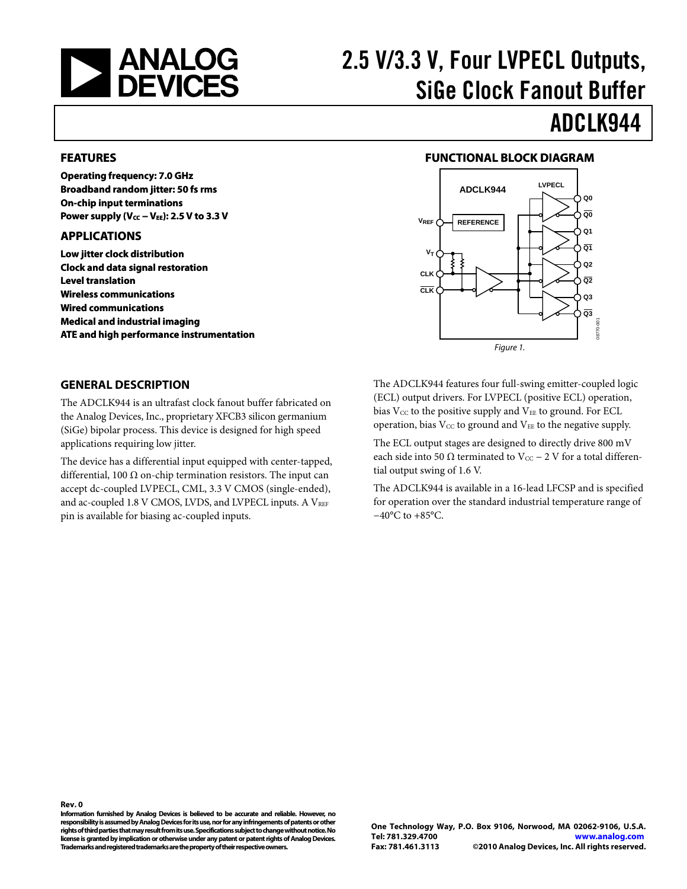# 2.5 V/3.3 V, Four LVPECL Outputs, SiGe Clock Fanout Buffer

# ADCLK944

## FEATURES

**Operating frequency: 7.0 GHz**
**Broadband random jitter: 50 fs rms**
**On-chip input terminations**
**Power supply ($V_{CC}$ – $V_{EE}$): 2.5 V to 3.3 V**

## APPLICATIONS

**Low jitter clock distribution**
**Clock and data signal restoration**
**Level translation**
**Wireless communications**
**Wired communications**
**Medical and industrial imaging**
**ATE and high performance instrumentation**

## FUNCTIONAL BLOCK DIAGRAM

*Figure 1.*

## GENERAL DESCRIPTION

The ADCLK944 is an ultrafast clock fanout buffer fabricated on the Analog Devices, Inc., proprietary XFCB3 silicon germanium (SiGe) bipolar process. This device is designed for high speed applications requiring low jitter.

The device has a differential input equipped with center-tapped, differential, 100 Ω on-chip termination resistors. The input can accept dc-coupled LVPECL, CML, 3.3 V CMOS (single-ended), and ac-coupled 1.8 V CMOS, LVDS, and LVPECL inputs. A $V_{REF}$ pin is available for biasing ac-coupled inputs.

The ADCLK944 features four full-swing emitter-coupled logic (ECL) output drivers. For LVPECL (positive ECL) operation, bias $V_{CC}$ to the positive supply and $V_{EE}$ to ground. For ECL operation, bias $V_{CC}$ to ground and $V_{EE}$ to the negative supply.

The ECL output stages are designed to directly drive 800 mV each side into 50 Ω terminated to $V_{CC}$ − 2 V for a total differential output swing of 1.6 V.

The ADCLK944 is available in a 16-lead LFCSP and is specified for operation over the standard industrial temperature range of −40°C to +85°C.

**Rev. 0**

**Information furnished by Analog Devices is believed to be accurate and reliable. However, no responsibility is assumed by Analog Devices for its use, nor for any infringements of patents or other rights of third parties that may result from its use. Specifications subject to change without notice. No license is granted by implication or otherwise under any patent or patent rights of Analog Devices. Trademarks and registered trademarks are the property of their respective owners.**

**One Technology Way, P.O. Box 9106, Norwood, MA 02062-9106, U.S.A.**
**Tel: 781.329.4700 www.analog.com**
**Fax: 781.461.3113 ©2010 Analog Devices, Inc. All rights reserved.**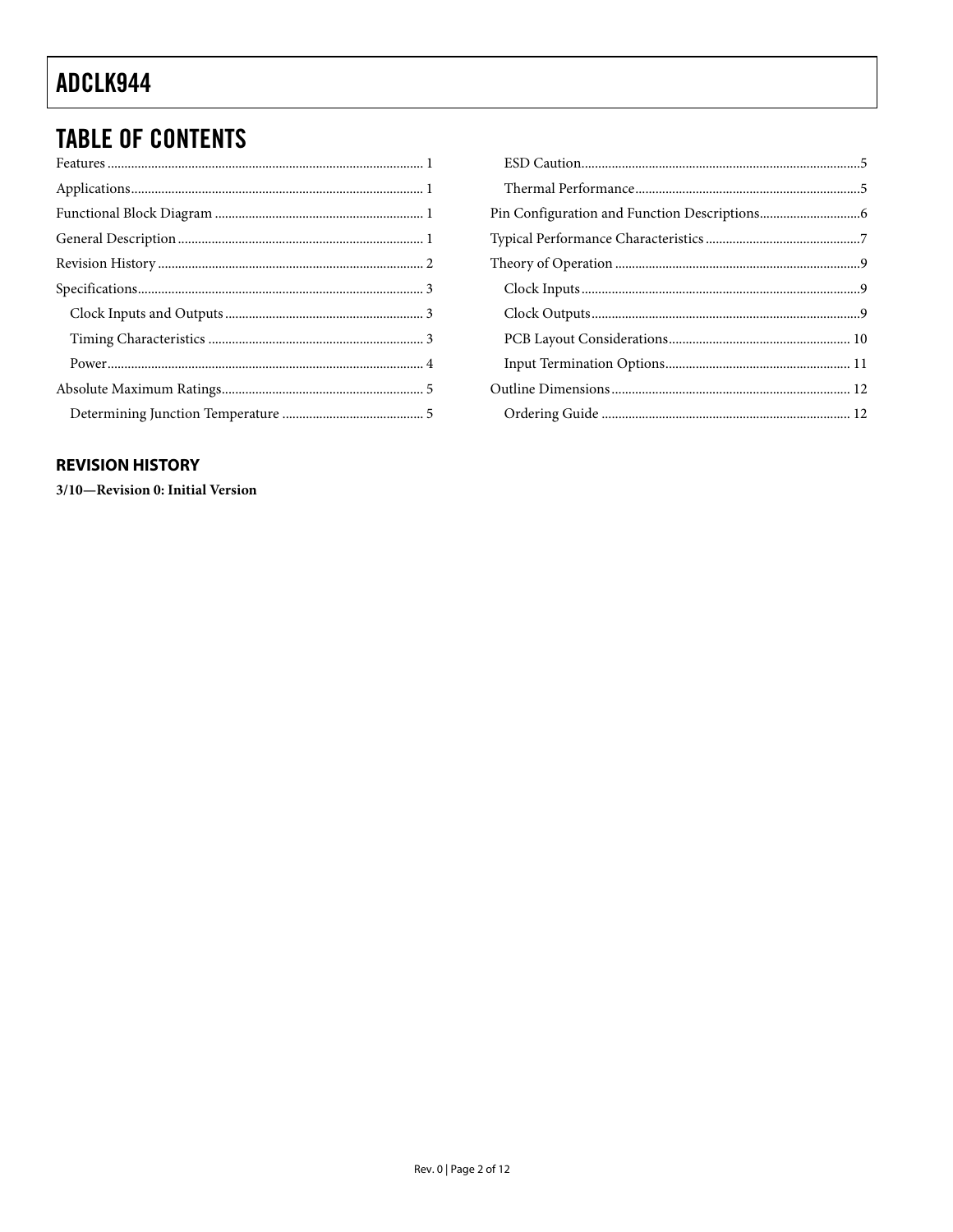## TABLE OF CONTENTS

Features ........................................................................................ 1
Applications.................................................................................. 1
Functional Block Diagram ........................................................ 1
General Description .................................................................... 1
Revision History .......................................................................... 2
Specifications................................................................................ 3
  Clock Inputs and Outputs ...................................................... 3
  Timing Characteristics ........................................................... 3
  Power......................................................................................... 4
Absolute Maximum Ratings....................................................... 5
  Determining Junction Temperature ..................................... 5
  ESD Caution.............................................................................. 5
  Thermal Performance.............................................................. 5
Pin Configuration and Function Descriptions......................... 6
Typical Performance Characteristics ........................................ 7
Theory of Operation .................................................................... 9
  Clock Inputs.............................................................................. 9
  Clock Outputs........................................................................... 9
  PCB Layout Considerations................................................. 10
  Input Termination Options.................................................. 11
Outline Dimensions .................................................................. 12
  Ordering Guide ..................................................................... 12

### REVISION HISTORY

**3/10—Revision 0: Initial Version**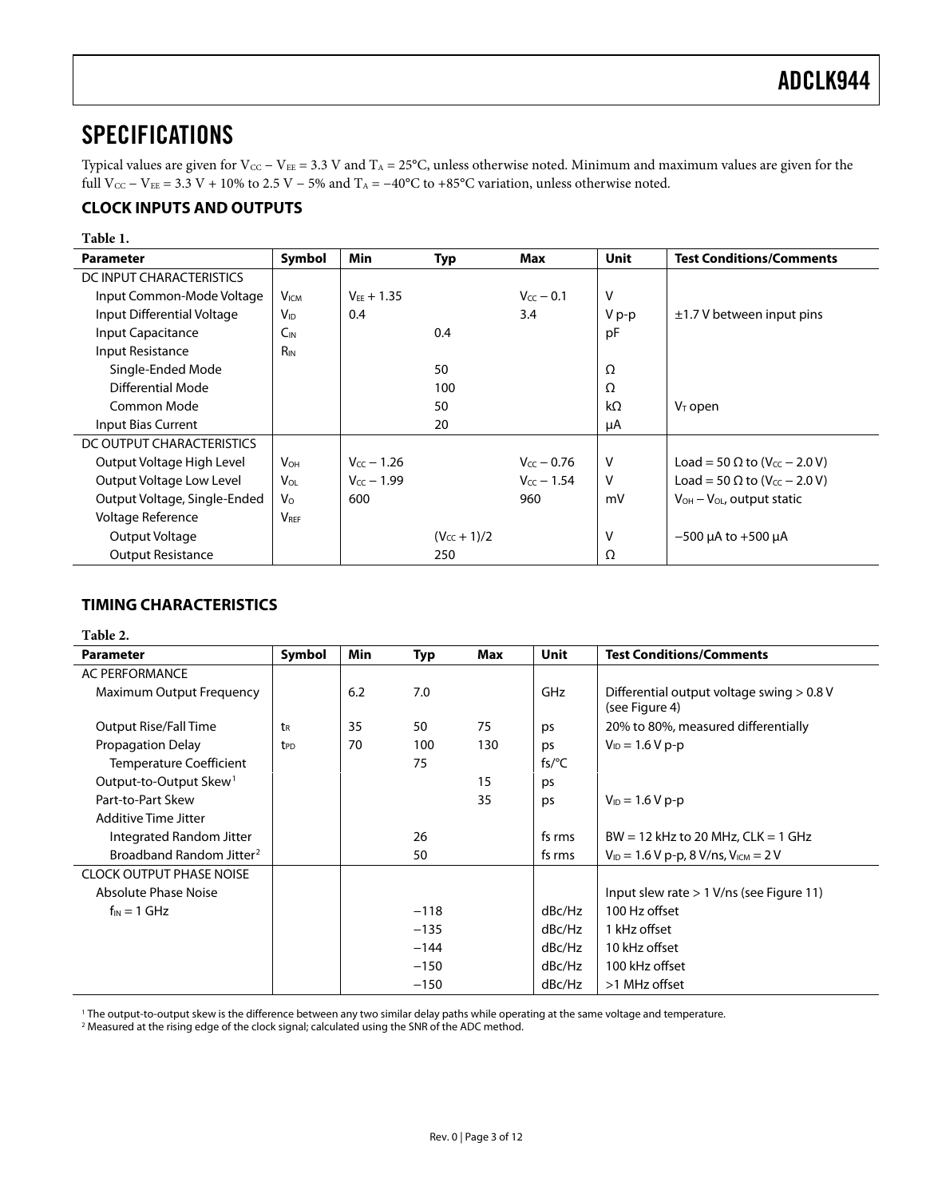## SPECIFICATIONS

Typical values are given for $V_{CC} - V_{EE} = 3.3$ V and $T_A = 25°C$, unless otherwise noted. Minimum and maximum values are given for the full $V_{CC} - V_{EE} = 3.3$ V + 10% to 2.5 V − 5% and $T_A = -40°C$ to +85°C variation, unless otherwise noted.

### CLOCK INPUTS AND OUTPUTS

**Table 1.**

| Parameter | Symbol | Min | Typ | Max | Unit | Test Conditions/Comments |
|---|---|---|---|---|---|---|
| DC INPUT CHARACTERISTICS | | | | | | |
| Input Common-Mode Voltage | $V_{ICM}$ | $V_{EE} + 1.35$ | | $V_{CC} - 0.1$ | V | |
| Input Differential Voltage | $V_{ID}$ | 0.4 | | 3.4 | V p-p | ±1.7 V between input pins |
| Input Capacitance | $C_{IN}$ | | 0.4 | | pF | |
| Input Resistance | $R_{IN}$ | | | | | |
| Single-Ended Mode | | | 50 | | Ω | |
| Differential Mode | | | 100 | | Ω | |
| Common Mode | | | 50 | | kΩ | $V_T$ open |
| Input Bias Current | | | 20 | | μA | |
| DC OUTPUT CHARACTERISTICS | | | | | | |
| Output Voltage High Level | $V_{OH}$ | $V_{CC} - 1.26$ | | $V_{CC} - 0.76$ | V | Load = 50 Ω to ($V_{CC} - 2.0$ V) |
| Output Voltage Low Level | $V_{OL}$ | $V_{CC} - 1.99$ | | $V_{CC} - 1.54$ | V | Load = 50 Ω to ($V_{CC} - 2.0$ V) |
| Output Voltage, Single-Ended | $V_O$ | 600 | | 960 | mV | $V_{OH} - V_{OL}$, output static |
| Voltage Reference | $V_{REF}$ | | | | | |
| Output Voltage | | | $(V_{CC} + 1)/2$ | | V | −500 μA to +500 μA |
| Output Resistance | | | 250 | | Ω | |

### TIMING CHARACTERISTICS

**Table 2.**

| Parameter | Symbol | Min | Typ | Max | Unit | Test Conditions/Comments |
|---|---|---|---|---|---|---|
| AC PERFORMANCE | | | | | | |
| Maximum Output Frequency | | 6.2 | 7.0 | | GHz | Differential output voltage swing > 0.8 V (see Figure 4) |
| Output Rise/Fall Time | $t_R$ | 35 | 50 | 75 | ps | 20% to 80%, measured differentially |
| Propagation Delay | $t_{PD}$ | 70 | 100 | 130 | ps | $V_{ID} = 1.6$ V p-p |
| Temperature Coefficient | | | 75 | | fs/°C | |
| Output-to-Output Skew[1] | | | | 15 | ps | |
| Part-to-Part Skew | | | | 35 | ps | $V_{ID} = 1.6$ V p-p |
| Additive Time Jitter | | | | | | |
| Integrated Random Jitter | | | 26 | | fs rms | BW = 12 kHz to 20 MHz, CLK = 1 GHz |
| Broadband Random Jitter[2] | | | 50 | | fs rms | $V_{ID} = 1.6$ V p-p, 8 V/ns, $V_{ICM} = 2$ V |
| CLOCK OUTPUT PHASE NOISE | | | | | | |
| Absolute Phase Noise | | | | | | Input slew rate > 1 V/ns (see Figure 11) |
| $f_{IN} = 1$ GHz | | | −118 | | dBc/Hz | 100 Hz offset |
| | | | −135 | | dBc/Hz | 1 kHz offset |
| | | | −144 | | dBc/Hz | 10 kHz offset |
| | | | −150 | | dBc/Hz | 100 kHz offset |
| | | | −150 | | dBc/Hz | >1 MHz offset |

[1] The output-to-output skew is the difference between any two similar delay paths while operating at the same voltage and temperature.
[2] Measured at the rising edge of the clock signal; calculated using the SNR of the ADC method.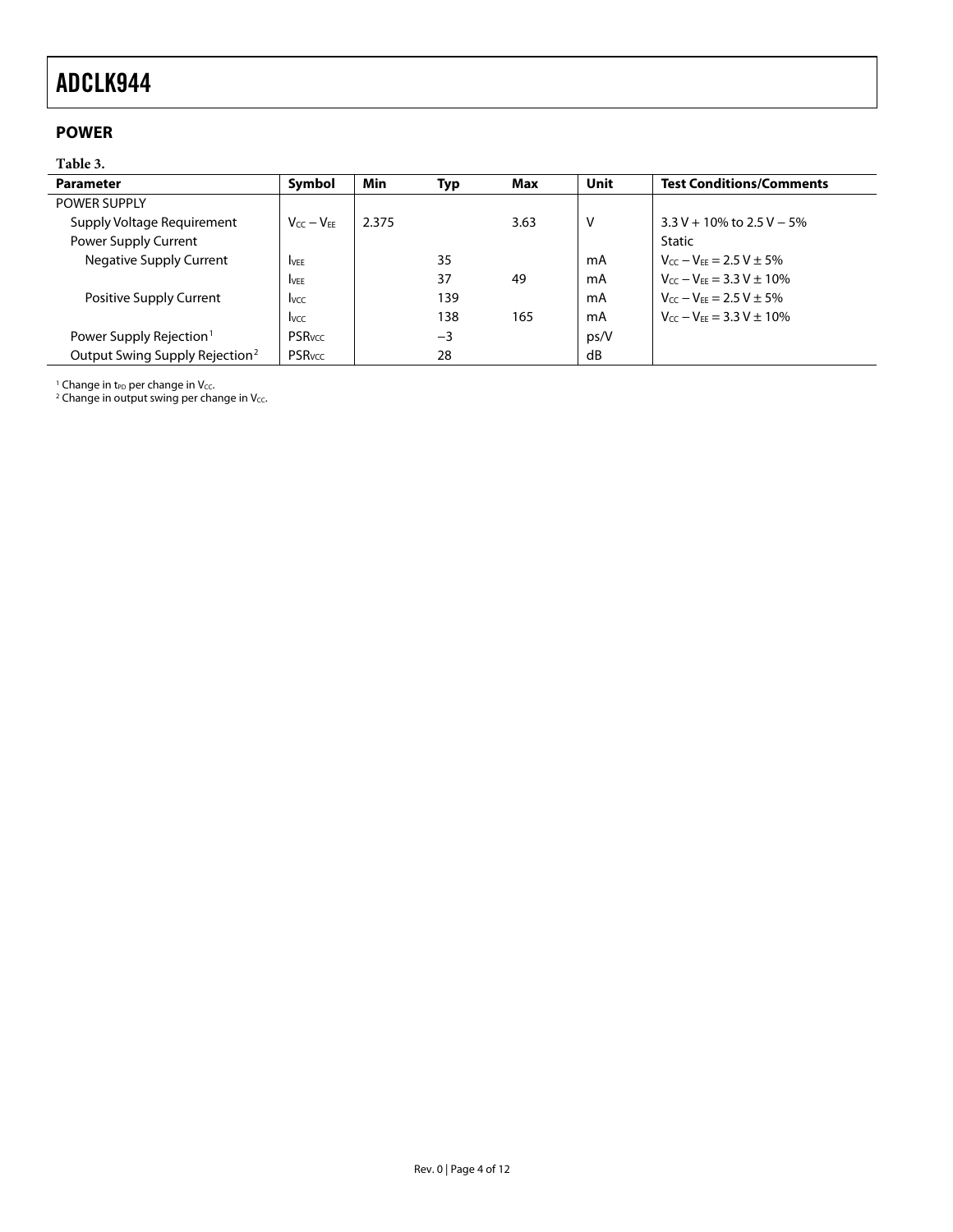## POWER

Table 3.

| Parameter | Symbol | Min | Typ | Max | Unit | Test Conditions/Comments |
|---|---|---|---|---|---|---|
| POWER SUPPLY | | | | | | |
| Supply Voltage Requirement | $V_{CC} - V_{EE}$ | 2.375 | | 3.63 | V | 3.3 V + 10% to 2.5 V − 5% |
| Power Supply Current | | | | | | Static |
| Negative Supply Current | $I_{VEE}$ | | 35 | | mA | $V_{CC} - V_{EE} = 2.5\ V \pm 5\%$ |
| | $I_{VEE}$ | | 37 | 49 | mA | $V_{CC} - V_{EE} = 3.3\ V \pm 10\%$ |
| Positive Supply Current | $I_{VCC}$ | | 139 | | mA | $V_{CC} - V_{EE} = 2.5\ V \pm 5\%$ |
| | $I_{VCC}$ | | 138 | 165 | mA | $V_{CC} - V_{EE} = 3.3\ V \pm 10\%$ |
| Power Supply Rejection[1] | $PSR_{VCC}$ | | −3 | | ps/V | |
| Output Swing Supply Rejection[2] | $PSR_{VCC}$ | | 28 | | dB | |

[1] Change in $t_{PD}$ per change in $V_{CC}$.
[2] Change in output swing per change in $V_{CC}$.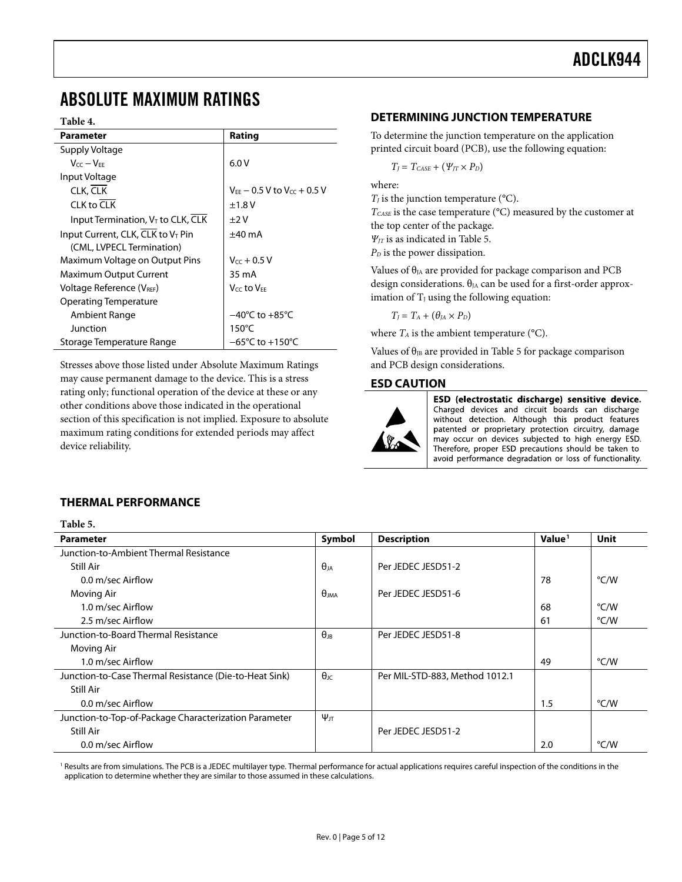## ABSOLUTE MAXIMUM RATINGS

**Table 4.**

| Parameter | Rating |
|---|---|
| Supply Voltage | |
| $V_{CC} - V_{EE}$ | 6.0 V |
| Input Voltage | |
| CLK, $\overline{\text{CLK}}$ | $V_{EE} - 0.5$ V to $V_{CC} + 0.5$ V |
| CLK to $\overline{\text{CLK}}$ | ±1.8 V |
| Input Termination, $V_T$ to CLK, $\overline{\text{CLK}}$ | ±2 V |
| Input Current, CLK, $\overline{\text{CLK}}$ to $V_T$ Pin (CML, LVPECL Termination) | ±40 mA |
| Maximum Voltage on Output Pins | $V_{CC} + 0.5$ V |
| Maximum Output Current | 35 mA |
| Voltage Reference ($V_{REF}$) | $V_{CC}$ to $V_{EE}$ |
| Operating Temperature | |
| Ambient Range | −40°C to +85°C |
| Junction | 150°C |
| Storage Temperature Range | −65°C to +150°C |

Stresses above those listed under Absolute Maximum Ratings may cause permanent damage to the device. This is a stress rating only; functional operation of the device at these or any other conditions above those indicated in the operational section of this specification is not implied. Exposure to absolute maximum rating conditions for extended periods may affect device reliability.

### DETERMINING JUNCTION TEMPERATURE

To determine the junction temperature on the application printed circuit board (PCB), use the following equation:

$$T_J = T_{CASE} + (\Psi_{JT} \times P_D)$$

where:

$T_J$ is the junction temperature (°C).
$T_{CASE}$ is the case temperature (°C) measured by the customer at the top center of the package.
$\Psi_{JT}$ is as indicated in Table 5.
$P_D$ is the power dissipation.

Values of $\theta_{JA}$ are provided for package comparison and PCB design considerations. $\theta_{JA}$ can be used for a first-order approximation of $T_J$ using the following equation:

$$T_J = T_A + (\theta_{JA} \times P_D)$$

where $T_A$ is the ambient temperature (°C).

Values of $\theta_{JB}$ are provided in Table 5 for package comparison and PCB design considerations.

### ESD CAUTION

**ESD (electrostatic discharge) sensitive device.** Charged devices and circuit boards can discharge without detection. Although this product features patented or proprietary protection circuitry, damage may occur on devices subjected to high energy ESD. Therefore, proper ESD precautions should be taken to avoid performance degradation or loss of functionality.

### THERMAL PERFORMANCE

**Table 5.**

| Parameter | Symbol | Description | Value[1] | Unit |
|---|---|---|---|---|
| Junction-to-Ambient Thermal Resistance | | | | |
| Still Air | $\theta_{JA}$ | Per JEDEC JESD51-2 | | |
| 0.0 m/sec Airflow | | | 78 | °C/W |
| Moving Air | $\theta_{JMA}$ | Per JEDEC JESD51-6 | | |
| 1.0 m/sec Airflow | | | 68 | °C/W |
| 2.5 m/sec Airflow | | | 61 | °C/W |
| Junction-to-Board Thermal Resistance | $\theta_{JB}$ | Per JEDEC JESD51-8 | | |
| Moving Air | | | | |
| 1.0 m/sec Airflow | | | 49 | °C/W |
| Junction-to-Case Thermal Resistance (Die-to-Heat Sink) | $\theta_{JC}$ | Per MIL-STD-883, Method 1012.1 | | |
| Still Air | | | | |
| 0.0 m/sec Airflow | | | 1.5 | °C/W |
| Junction-to-Top-of-Package Characterization Parameter | $\Psi_{JT}$ | | | |
| Still Air | | Per JEDEC JESD51-2 | | |
| 0.0 m/sec Airflow | | | 2.0 | °C/W |

[1] Results are from simulations. The PCB is a JEDEC multilayer type. Thermal performance for actual applications requires careful inspection of the conditions in the application to determine whether they are similar to those assumed in these calculations.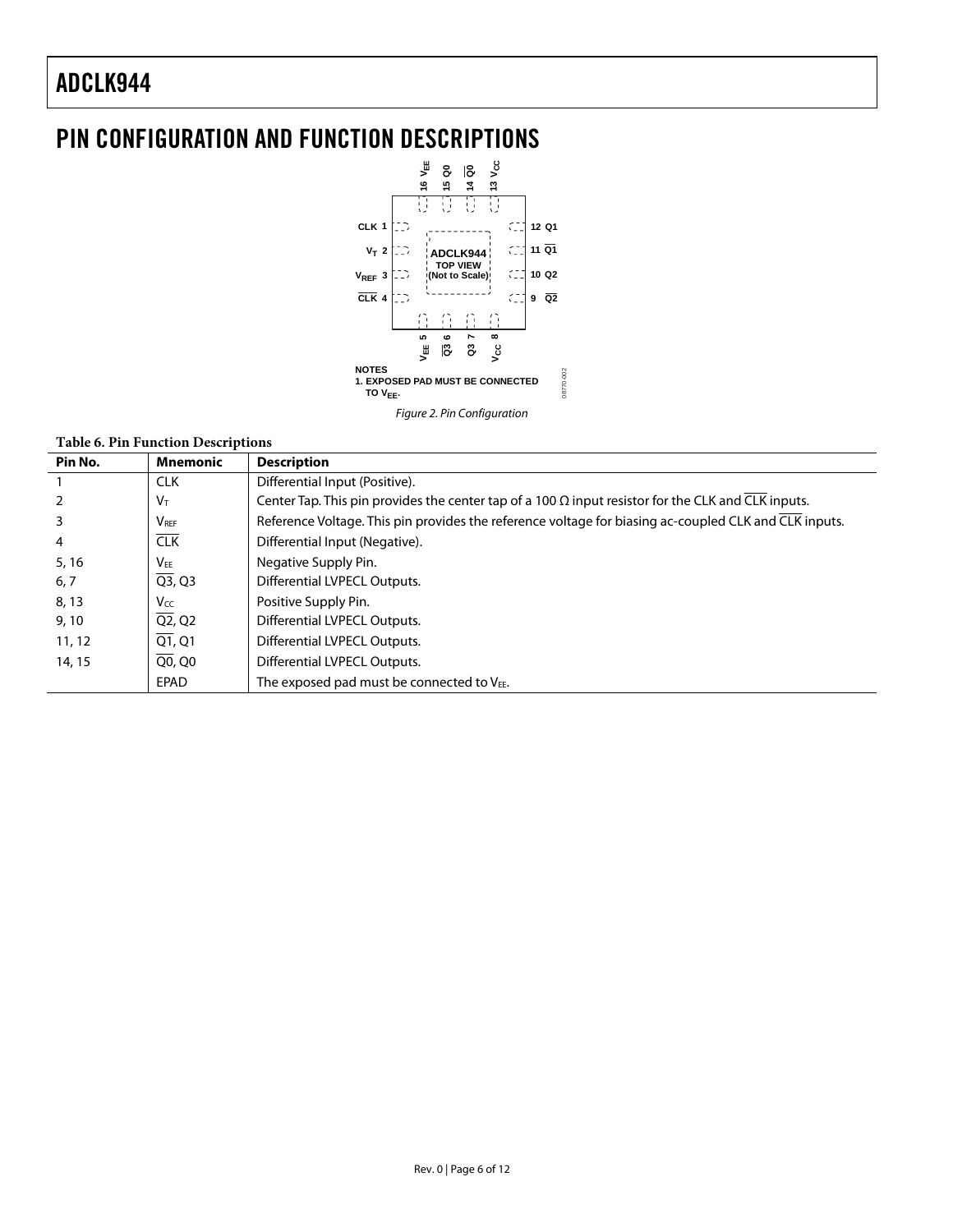# PIN CONFIGURATION AND FUNCTION DESCRIPTIONS

NOTES
1. EXPOSED PAD MUST BE CONNECTED TO $V_{EE}$.

*Figure 2. Pin Configuration*

**Table 6. Pin Function Descriptions**

| Pin No. | Mnemonic | Description |
|---|---|---|
| 1 | CLK | Differential Input (Positive). |
| 2 | $V_T$ | Center Tap. This pin provides the center tap of a 100 Ω input resistor for the CLK and $\overline{\text{CLK}}$ inputs. |
| 3 | $V_{REF}$ | Reference Voltage. This pin provides the reference voltage for biasing ac-coupled CLK and $\overline{\text{CLK}}$ inputs. |
| 4 | $\overline{\text{CLK}}$ | Differential Input (Negative). |
| 5, 16 | $V_{EE}$ | Negative Supply Pin. |
| 6, 7 | $\overline{\text{Q3}}$, Q3 | Differential LVPECL Outputs. |
| 8, 13 | $V_{CC}$ | Positive Supply Pin. |
| 9, 10 | $\overline{\text{Q2}}$, Q2 | Differential LVPECL Outputs. |
| 11, 12 | $\overline{\text{Q1}}$, Q1 | Differential LVPECL Outputs. |
| 14, 15 | $\overline{\text{Q0}}$, Q0 | Differential LVPECL Outputs. |
| | EPAD | The exposed pad must be connected to $V_{EE}$. |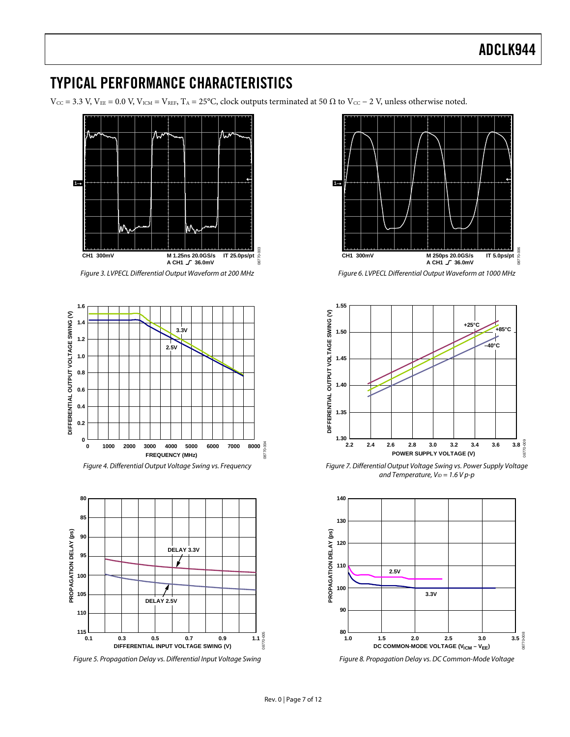# TYPICAL PERFORMANCE CHARACTERISTICS

$V_{CC}$ = 3.3 V, $V_{EE}$ = 0.0 V, $V_{ICM}$ = $V_{REF}$, $T_A$ = 25°C, clock outputs terminated at 50 Ω to $V_{CC}$ − 2 V, unless otherwise noted.

*Figure 3. LVPECL Differential Output Waveform at 200 MHz*

*Figure 4. Differential Output Voltage Swing vs. Frequency*

*Figure 5. Propagation Delay vs. Differential Input Voltage Swing*

*Figure 6. LVPECL Differential Output Waveform at 1000 MHz*

*Figure 7. Differential Output Voltage Swing vs. Power Supply Voltage and Temperature, $V_{ID}$ = 1.6 V p-p*

*Figure 8. Propagation Delay vs. DC Common-Mode Voltage*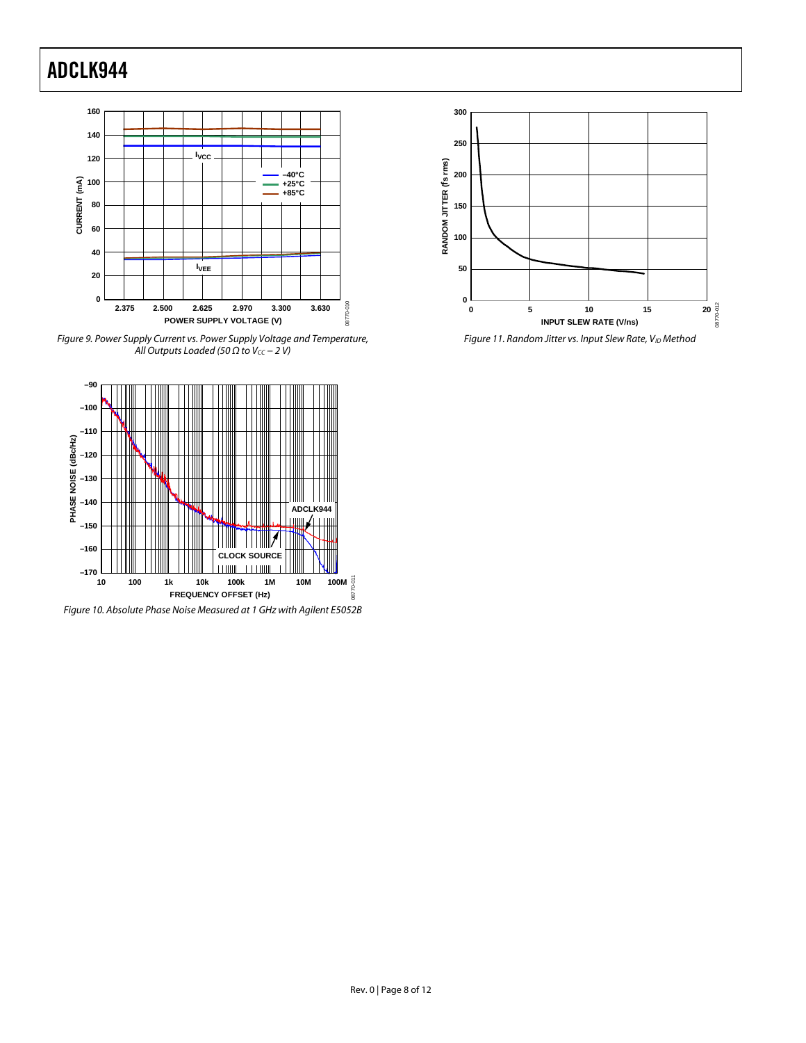Figure 9. Power Supply Current vs. Power Supply Voltage and Temperature, All Outputs Loaded (50 Ω to $V_{CC}$ − 2 V)

Figure 10. Absolute Phase Noise Measured at 1 GHz with Agilent E5052B

Figure 11. Random Jitter vs. Input Slew Rate, $V_{ID}$ Method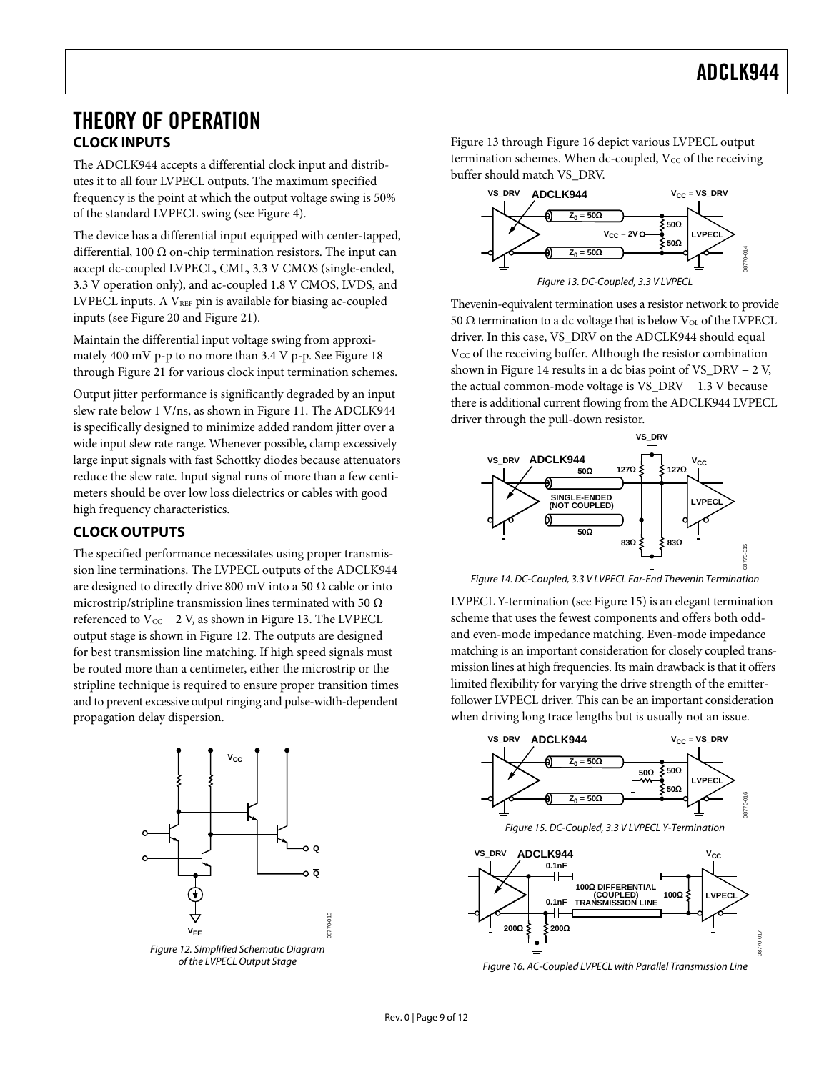# THEORY OF OPERATION

## CLOCK INPUTS

The ADCLK944 accepts a differential clock input and distributes it to all four LVPECL outputs. The maximum specified frequency is the point at which the output voltage swing is 50% of the standard LVPECL swing (see Figure 4).

The device has a differential input equipped with center-tapped, differential, 100 Ω on-chip termination resistors. The input can accept dc-coupled LVPECL, CML, 3.3 V CMOS (single-ended, 3.3 V operation only), and ac-coupled 1.8 V CMOS, LVDS, and LVPECL inputs. A $V_{REF}$ pin is available for biasing ac-coupled inputs (see Figure 20 and Figure 21).

Maintain the differential input voltage swing from approximately 400 mV p-p to no more than 3.4 V p-p. See Figure 18 through Figure 21 for various clock input termination schemes.

Output jitter performance is significantly degraded by an input slew rate below 1 V/ns, as shown in Figure 11. The ADCLK944 is specifically designed to minimize added random jitter over a wide input slew rate range. Whenever possible, clamp excessively large input signals with fast Schottky diodes because attenuators reduce the slew rate. Input signal runs of more than a few centimeters should be over low loss dielectrics or cables with good high frequency characteristics.

## CLOCK OUTPUTS

The specified performance necessitates using proper transmission line terminations. The LVPECL outputs of the ADCLK944 are designed to directly drive 800 mV into a 50 Ω cable or into microstrip/stripline transmission lines terminated with 50 Ω referenced to $V_{CC}$ − 2 V, as shown in Figure 13. The LVPECL output stage is shown in Figure 12. The outputs are designed for best transmission line matching. If high speed signals must be routed more than a centimeter, either the microstrip or the stripline technique is required to ensure proper transition times and to prevent excessive output ringing and pulse-width-dependent propagation delay dispersion.

Figure 12. Simplified Schematic Diagram of the LVPECL Output Stage

Figure 13 through Figure 16 depict various LVPECL output termination schemes. When dc-coupled, $V_{CC}$ of the receiving buffer should match VS_DRV.

Figure 13. DC-Coupled, 3.3 V LVPECL

Thevenin-equivalent termination uses a resistor network to provide 50 Ω termination to a dc voltage that is below $V_{OL}$ of the LVPECL driver. In this case, VS_DRV on the ADCLK944 should equal $V_{CC}$ of the receiving buffer. Although the resistor combination shown in Figure 14 results in a dc bias point of VS_DRV − 2 V, the actual common-mode voltage is VS_DRV − 1.3 V because there is additional current flowing from the ADCLK944 LVPECL driver through the pull-down resistor.

Figure 14. DC-Coupled, 3.3 V LVPECL Far-End Thevenin Termination

LVPECL Y-termination (see Figure 15) is an elegant termination scheme that uses the fewest components and offers both odd- and even-mode impedance matching. Even-mode impedance matching is an important consideration for closely coupled transmission lines at high frequencies. Its main drawback is that it offers limited flexibility for varying the drive strength of the emitter-follower LVPECL driver. This can be an important consideration when driving long trace lengths but is usually not an issue.

Figure 15. DC-Coupled, 3.3 V LVPECL Y-Termination

Figure 16. AC-Coupled LVPECL with Parallel Transmission Line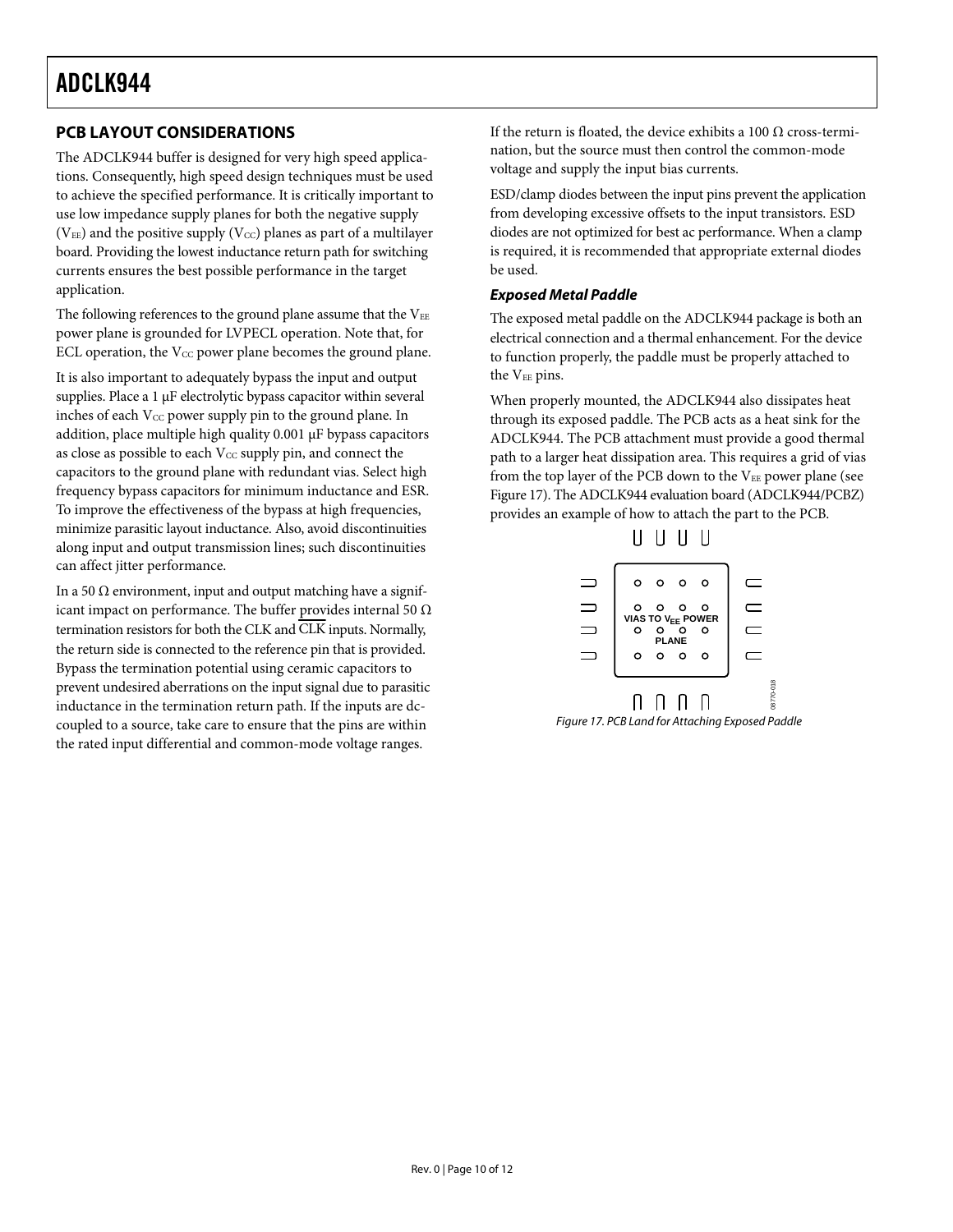## PCB LAYOUT CONSIDERATIONS

The ADCLK944 buffer is designed for very high speed applications. Consequently, high speed design techniques must be used to achieve the specified performance. It is critically important to use low impedance supply planes for both the negative supply ($V_{EE}$) and the positive supply ($V_{CC}$) planes as part of a multilayer board. Providing the lowest inductance return path for switching currents ensures the best possible performance in the target application.

The following references to the ground plane assume that the $V_{EE}$ power plane is grounded for LVPECL operation. Note that, for ECL operation, the $V_{CC}$ power plane becomes the ground plane.

It is also important to adequately bypass the input and output supplies. Place a 1 μF electrolytic bypass capacitor within several inches of each $V_{CC}$ power supply pin to the ground plane. In addition, place multiple high quality 0.001 μF bypass capacitors as close as possible to each $V_{CC}$ supply pin, and connect the capacitors to the ground plane with redundant vias. Select high frequency bypass capacitors for minimum inductance and ESR. To improve the effectiveness of the bypass at high frequencies, minimize parasitic layout inductance. Also, avoid discontinuities along input and output transmission lines; such discontinuities can affect jitter performance.

In a 50 Ω environment, input and output matching have a significant impact on performance. The buffer provides internal 50 Ω termination resistors for both the CLK and $\overline{\text{CLK}}$ inputs. Normally, the return side is connected to the reference pin that is provided. Bypass the termination potential using ceramic capacitors to prevent undesired aberrations on the input signal due to parasitic inductance in the termination return path. If the inputs are dc-coupled to a source, take care to ensure that the pins are within the rated input differential and common-mode voltage ranges.

If the return is floated, the device exhibits a 100 Ω cross-termination, but the source must then control the common-mode voltage and supply the input bias currents.

ESD/clamp diodes between the input pins prevent the application from developing excessive offsets to the input transistors. ESD diodes are not optimized for best ac performance. When a clamp is required, it is recommended that appropriate external diodes be used.

### *Exposed Metal Paddle*

The exposed metal paddle on the ADCLK944 package is both an electrical connection and a thermal enhancement. For the device to function properly, the paddle must be properly attached to the $V_{EE}$ pins.

When properly mounted, the ADCLK944 also dissipates heat through its exposed paddle. The PCB acts as a heat sink for the ADCLK944. The PCB attachment must provide a good thermal path to a larger heat dissipation area. This requires a grid of vias from the top layer of the PCB down to the $V_{EE}$ power plane (see Figure 17). The ADCLK944 evaluation board (ADCLK944/PCBZ) provides an example of how to attach the part to the PCB.

VIAS TO $V_{EE}$ POWER PLANE

*Figure 17. PCB Land for Attaching Exposed Paddle*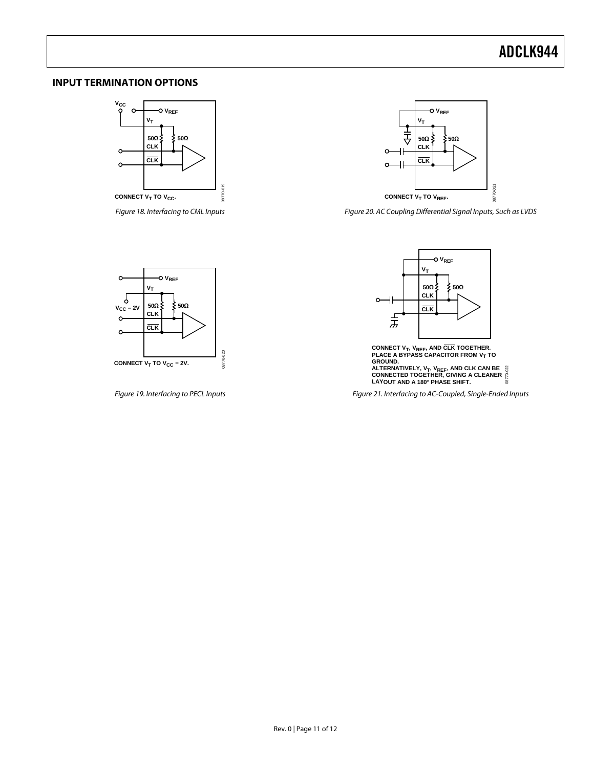## INPUT TERMINATION OPTIONS

CONNECT $V_T$ TO $V_{CC}$.

Figure 18. Interfacing to CML Inputs

CONNECT $V_T$ TO $V_{CC}$ − 2V.

Figure 19. Interfacing to PECL Inputs

CONNECT $V_T$ TO $V_{REF}$.

Figure 20. AC Coupling Differential Signal Inputs, Such as LVDS

CONNECT $V_T$, $V_{REF}$, AND $\overline{CLK}$ TOGETHER.
PLACE A BYPASS CAPACITOR FROM $V_T$ TO GROUND.
ALTERNATIVELY, $V_T$, $V_{REF}$, AND CLK CAN BE CONNECTED TOGETHER, GIVING A CLEANER LAYOUT AND A 180° PHASE SHIFT.

Figure 21. Interfacing to AC-Coupled, Single-Ended Inputs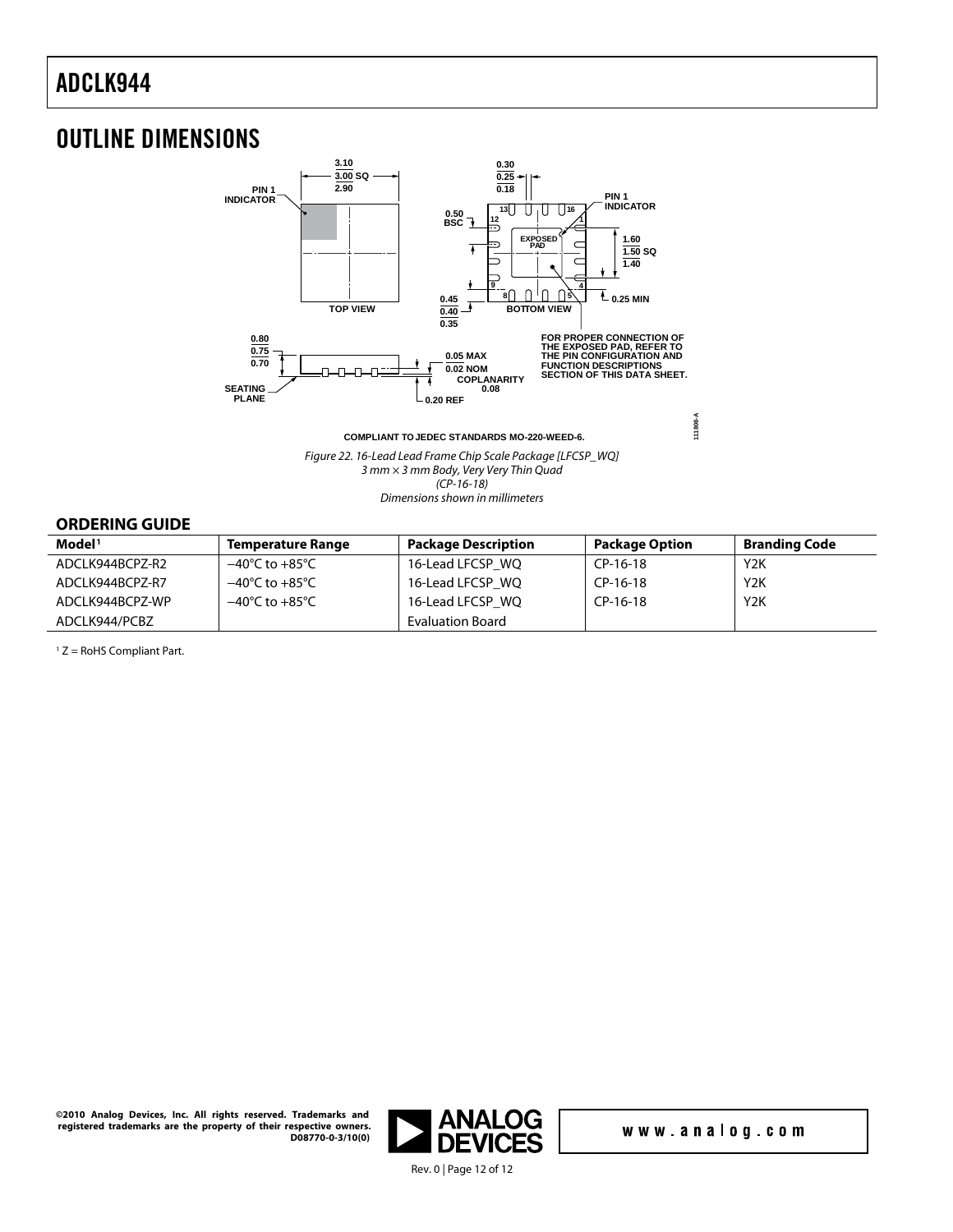## OUTLINE DIMENSIONS

3.10
3.00 SQ
2.90
PIN 1 INDICATOR
TOP VIEW
0.30
0.25
0.18
0.50 BSC
13
12
16
1
EXPOSED PAD
9
8
5
4
PIN 1 INDICATOR
1.60
1.50 SQ
1.40
0.45
0.40
0.35
BOTTOM VIEW
0.25 MIN
0.80
0.75
0.70
SEATING PLANE
0.05 MAX
0.02 NOM
COPLANARITY 0.08
0.20 REF
FOR PROPER CONNECTION OF THE EXPOSED PAD, REFER TO THE PIN CONFIGURATION AND FUNCTION DESCRIPTIONS SECTION OF THIS DATA SHEET.
COMPLIANT TO JEDEC STANDARDS MO-220-WEED-6.
111808-A

*Figure 22. 16-Lead Lead Frame Chip Scale Package [LFCSP_WQ]*
*3 mm × 3 mm Body, Very Very Thin Quad*
*(CP-16-18)*
*Dimensions shown in millimeters*

### ORDERING GUIDE

| Model[1] | Temperature Range | Package Description | Package Option | Branding Code |
|---|---|---|---|---|
| ADCLK944BCPZ-R2 | −40°C to +85°C | 16-Lead LFCSP_WQ | CP-16-18 | Y2K |
| ADCLK944BCPZ-R7 | −40°C to +85°C | 16-Lead LFCSP_WQ | CP-16-18 | Y2K |
| ADCLK944BCPZ-WP | −40°C to +85°C | 16-Lead LFCSP_WQ | CP-16-18 | Y2K |
| ADCLK944/PCBZ | | Evaluation Board | | |

[1] Z = RoHS Compliant Part.

©2010 Analog Devices, Inc. All rights reserved. Trademarks and registered trademarks are the property of their respective owners. D08770-0-3/10(0)